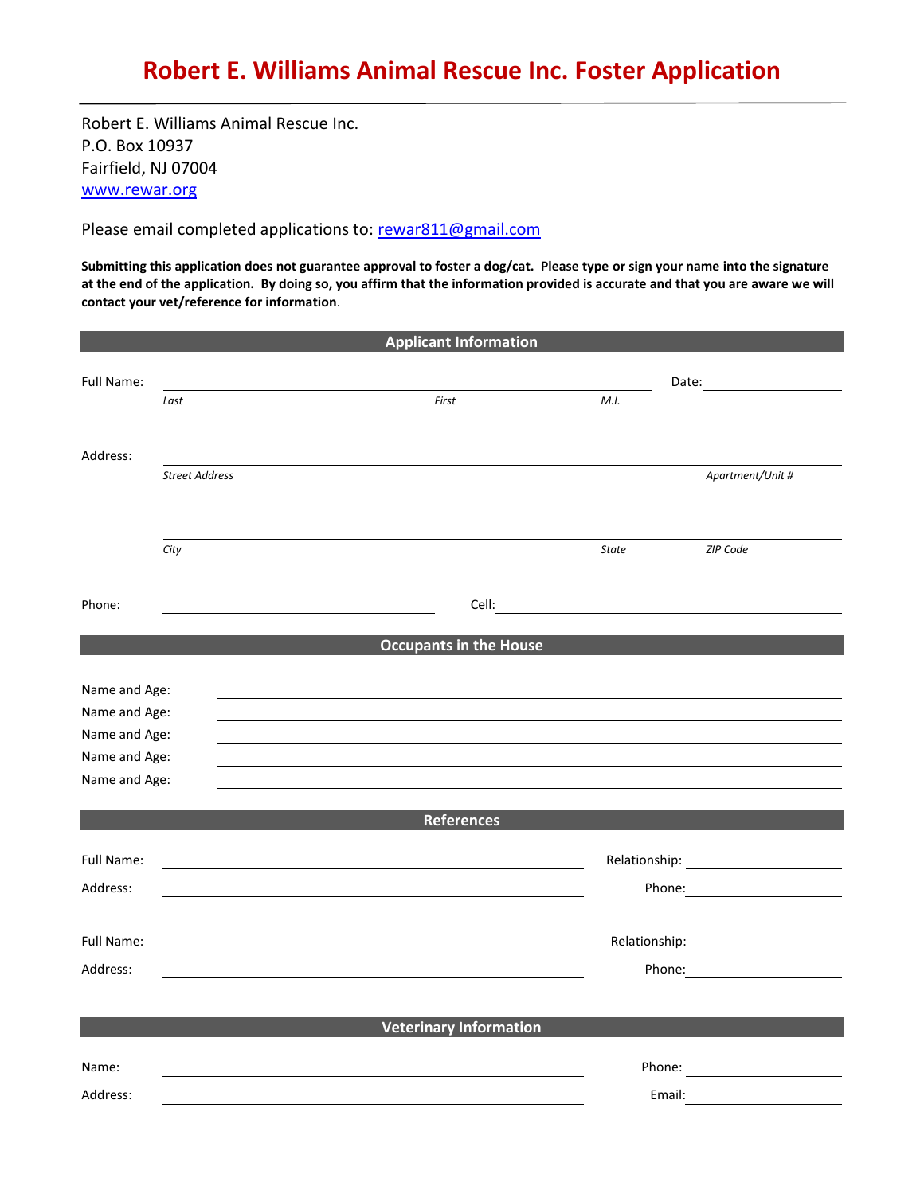# Robert E. Williams Animal Rescue Inc. Foster Application

Robert E. Williams Animal Rescue Inc.
P.O. Box 10937
Fairfield, NJ 07004
www.rewar.org

Please email completed applications to: rewar811@gmail.com

**Submitting this application does not guarantee approval to foster a dog/cat. Please type or sign your name into the signature at the end of the application. By doing so, you affirm that the information provided is accurate and that you are aware we will contact your vet/reference for information.**

## Applicant Information

Full Name: ____________________________________________ Date: ______________

*Last* *First* *M.I.*

Address: ____________________________________________

*Street Address* *Apartment/Unit #*

____________________________________________

*City* *State* *ZIP Code*

Phone: ______________________ Cell: ______________________

## Occupants in the House

Name and Age: ____________________________________________

Name and Age: ____________________________________________

Name and Age: ____________________________________________

Name and Age: ____________________________________________

Name and Age: ____________________________________________

## References

Full Name: ______________________________ Relationship: ______________

Address: ______________________________ Phone: ______________

Full Name: ______________________________ Relationship: ______________

Address: ______________________________ Phone: ______________

## Veterinary Information

Name: ______________________________ Phone: ______________

Address: ______________________________ Email: ______________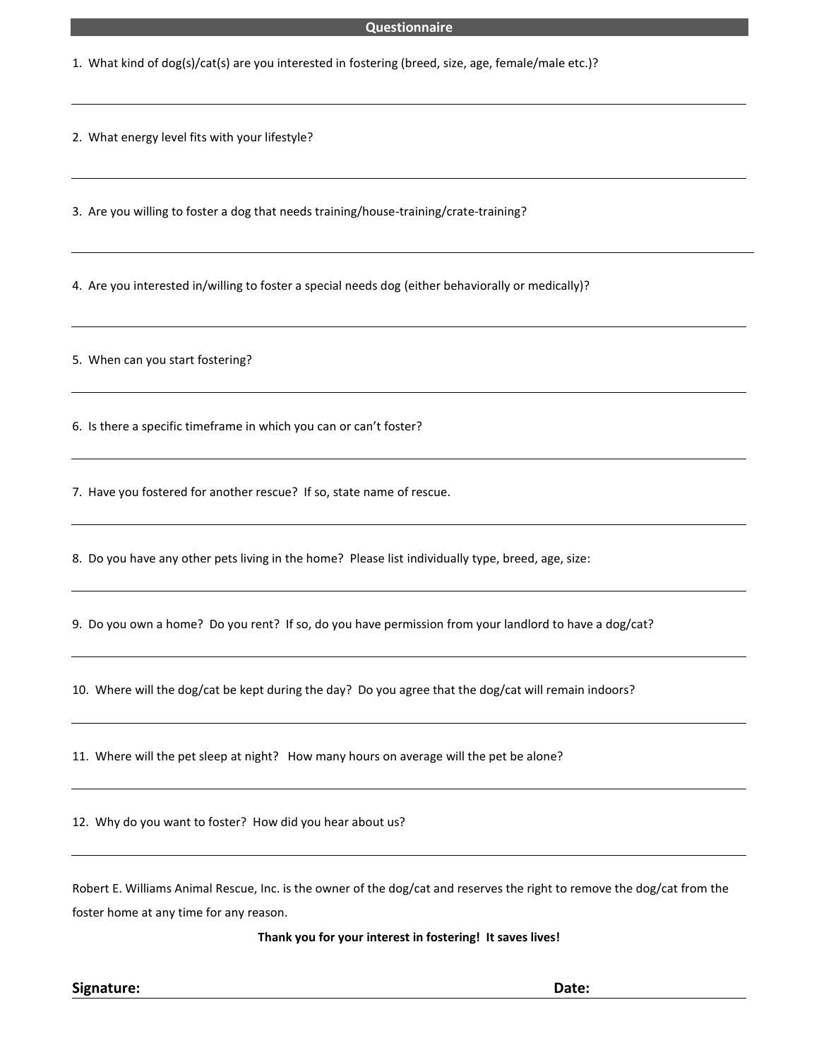## Questionnaire

1. What kind of dog(s)/cat(s) are you interested in fostering (breed, size, age, female/male etc.)?

2. What energy level fits with your lifestyle?

3. Are you willing to foster a dog that needs training/house-training/crate-training?

4. Are you interested in/willing to foster a special needs dog (either behaviorally or medically)?

5. When can you start fostering?

6. Is there a specific timeframe in which you can or can't foster?

7. Have you fostered for another rescue? If so, state name of rescue.

8. Do you have any other pets living in the home? Please list individually type, breed, age, size:

9. Do you own a home? Do you rent? If so, do you have permission from your landlord to have a dog/cat?

10. Where will the dog/cat be kept during the day? Do you agree that the dog/cat will remain indoors?

11. Where will the pet sleep at night? How many hours on average will the pet be alone?

12. Why do you want to foster? How did you hear about us?

Robert E. Williams Animal Rescue, Inc. is the owner of the dog/cat and reserves the right to remove the dog/cat from the foster home at any time for any reason.

**Thank you for your interest in fostering! It saves lives!**

**Signature:** **Date:**